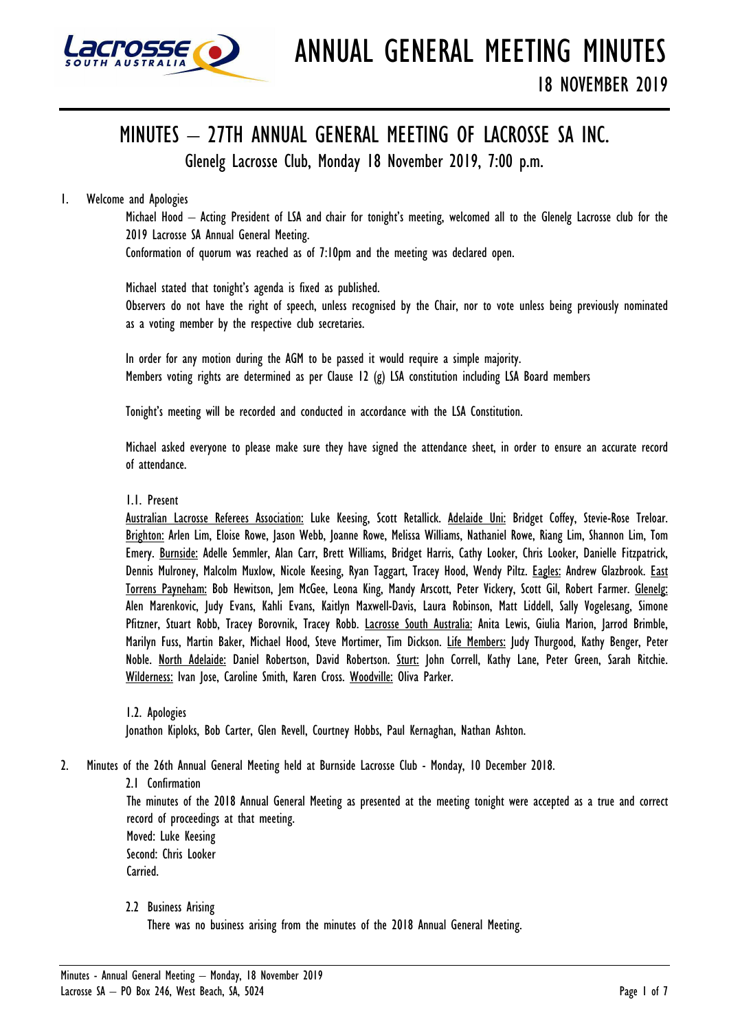# ANNUAL GENERAL MEETING MINUTES

## 18 NOVEMBER 2019

# MINUTES – 27TH ANNUAL GENERAL MEETING OF LACROSSE SA INC.

Glenelg Lacrosse Club, Monday 18 November 2019, 7:00 p.m.

1. Welcome and Apologies

   Michael Hood – Acting President of LSA and chair for tonight's meeting, welcomed all to the Glenelg Lacrosse club for the 2019 Lacrosse SA Annual General Meeting.

   Conformation of quorum was reached as of 7:10pm and the meeting was declared open.

   Michael stated that tonight's agenda is fixed as published.

   Observers do not have the right of speech, unless recognised by the Chair, nor to vote unless being previously nominated as a voting member by the respective club secretaries.

   In order for any motion during the AGM to be passed it would require a simple majority.

   Members voting rights are determined as per Clause 12 (g) LSA constitution including LSA Board members

   Tonight's meeting will be recorded and conducted in accordance with the LSA Constitution.

   Michael asked everyone to please make sure they have signed the attendance sheet, in order to ensure an accurate record of attendance.

   1.1. Present

   Australian Lacrosse Referees Association: Luke Keesing, Scott Retallick. Adelaide Uni: Bridget Coffey, Stevie-Rose Treloar. Brighton: Arlen Lim, Eloise Rowe, Jason Webb, Joanne Rowe, Melissa Williams, Nathaniel Rowe, Riang Lim, Shannon Lim, Tom Emery. Burnside: Adelle Semmler, Alan Carr, Brett Williams, Bridget Harris, Cathy Looker, Chris Looker, Danielle Fitzpatrick, Dennis Mulroney, Malcolm Muxlow, Nicole Keesing, Ryan Taggart, Tracey Hood, Wendy Piltz. Eagles: Andrew Glazbrook. East Torrens Payneham: Bob Hewitson, Jem McGee, Leona King, Mandy Arscott, Peter Vickery, Scott Gil, Robert Farmer. Glenelg: Alen Marenkovic, Judy Evans, Kahli Evans, Kaitlyn Maxwell-Davis, Laura Robinson, Matt Liddell, Sally Vogelesang, Simone Pfitzner, Stuart Robb, Tracey Borovnik, Tracey Robb. Lacrosse South Australia: Anita Lewis, Giulia Marion, Jarrod Brimble, Marilyn Fuss, Martin Baker, Michael Hood, Steve Mortimer, Tim Dickson. Life Members: Judy Thurgood, Kathy Benger, Peter Noble. North Adelaide: Daniel Robertson, David Robertson. Sturt: John Correll, Kathy Lane, Peter Green, Sarah Ritchie. Wilderness: Ivan Jose, Caroline Smith, Karen Cross. Woodville: Oliva Parker.

   1.2. Apologies

   Jonathon Kiploks, Bob Carter, Glen Revell, Courtney Hobbs, Paul Kernaghan, Nathan Ashton.

2. Minutes of the 26th Annual General Meeting held at Burnside Lacrosse Club - Monday, 10 December 2018.

   2.1 Confirmation

   The minutes of the 2018 Annual General Meeting as presented at the meeting tonight were accepted as a true and correct record of proceedings at that meeting.

   Moved: Luke Keesing
   Second: Chris Looker
   Carried.

   2.2 Business Arising

   There was no business arising from the minutes of the 2018 Annual General Meeting.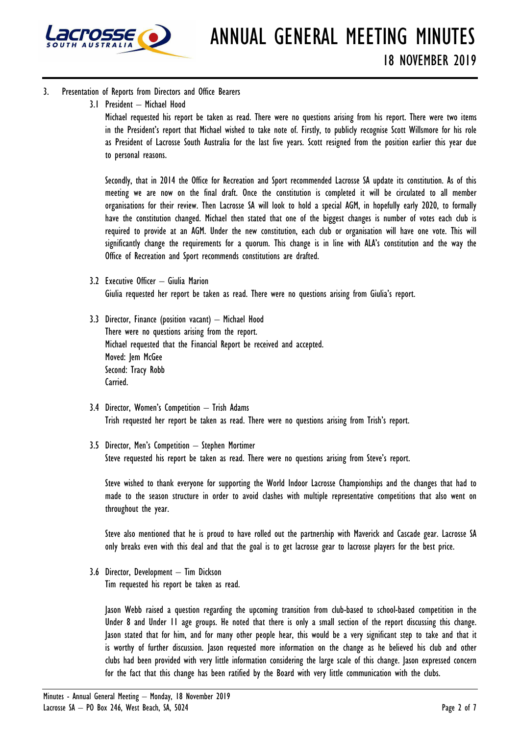3. Presentation of Reports from Directors and Office Bearers

   3.1 President – Michael Hood

   Michael requested his report be taken as read. There were no questions arising from his report. There were two items in the President's report that Michael wished to take note of. Firstly, to publicly recognise Scott Willsmore for his role as President of Lacrosse South Australia for the last five years. Scott resigned from the position earlier this year due to personal reasons.

   Secondly, that in 2014 the Office for Recreation and Sport recommended Lacrosse SA update its constitution. As of this meeting we are now on the final draft. Once the constitution is completed it will be circulated to all member organisations for their review. Then Lacrosse SA will look to hold a special AGM, in hopefully early 2020, to formally have the constitution changed. Michael then stated that one of the biggest changes is number of votes each club is required to provide at an AGM. Under the new constitution, each club or organisation will have one vote. This will significantly change the requirements for a quorum. This change is in line with ALA's constitution and the way the Office of Recreation and Sport recommends constitutions are drafted.

   3.2 Executive Officer – Giulia Marion

   Giulia requested her report be taken as read. There were no questions arising from Giulia's report.

   3.3 Director, Finance (position vacant) – Michael Hood

   There were no questions arising from the report.
   Michael requested that the Financial Report be received and accepted.
   Moved: Jem McGee
   Second: Tracy Robb
   Carried.

   3.4 Director, Women's Competition – Trish Adams

   Trish requested her report be taken as read. There were no questions arising from Trish's report.

   3.5 Director, Men's Competition – Stephen Mortimer

   Steve requested his report be taken as read. There were no questions arising from Steve's report.

   Steve wished to thank everyone for supporting the World Indoor Lacrosse Championships and the changes that had to made to the season structure in order to avoid clashes with multiple representative competitions that also went on throughout the year.

   Steve also mentioned that he is proud to have rolled out the partnership with Maverick and Cascade gear. Lacrosse SA only breaks even with this deal and that the goal is to get lacrosse gear to lacrosse players for the best price.

   3.6 Director, Development – Tim Dickson

   Tim requested his report be taken as read.

   Jason Webb raised a question regarding the upcoming transition from club-based to school-based competition in the Under 8 and Under 11 age groups. He noted that there is only a small section of the report discussing this change. Jason stated that for him, and for many other people hear, this would be a very significant step to take and that it is worthy of further discussion. Jason requested more information on the change as he believed his club and other clubs had been provided with very little information considering the large scale of this change. Jason expressed concern for the fact that this change has been ratified by the Board with very little communication with the clubs.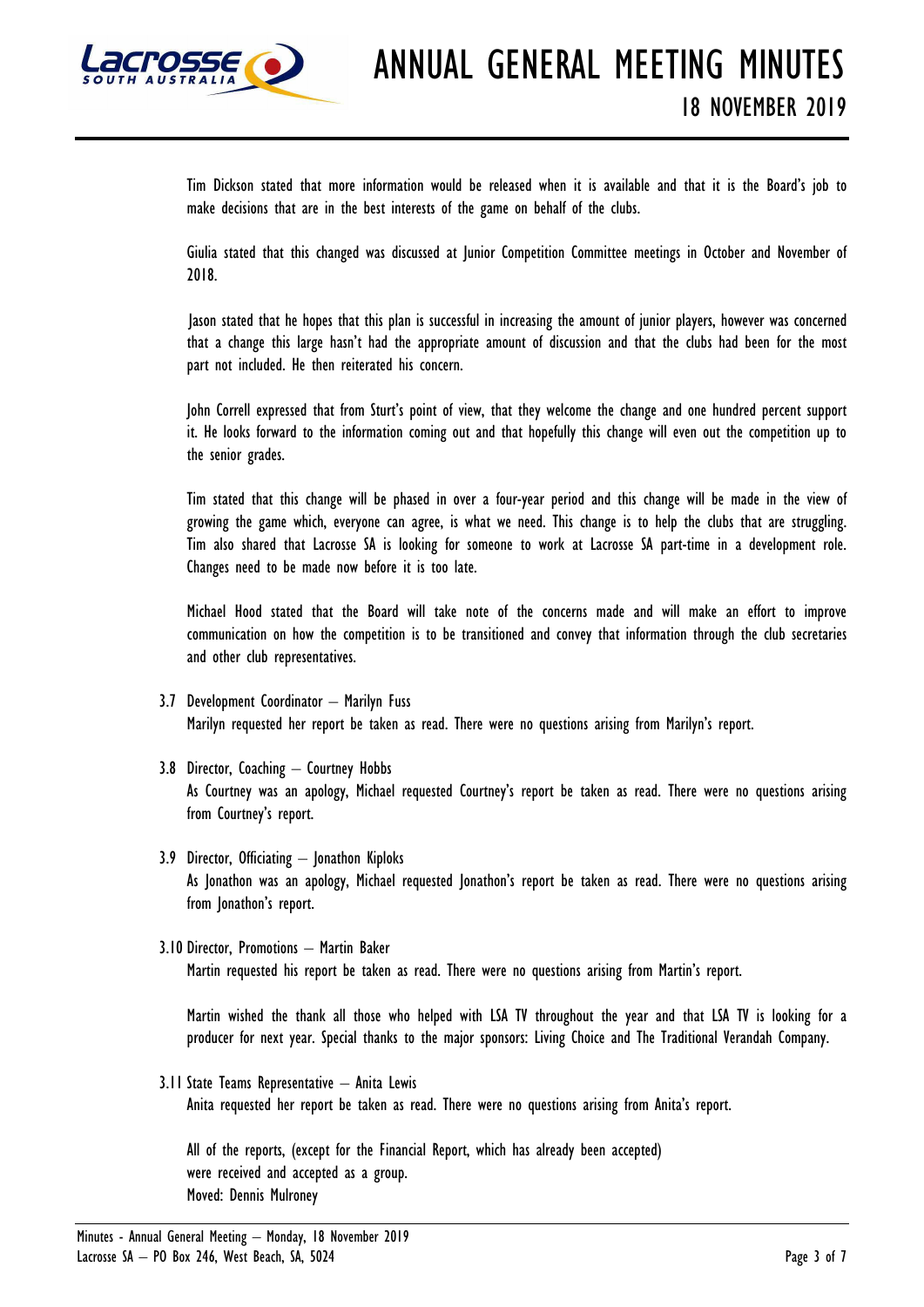Tim Dickson stated that more information would be released when it is available and that it is the Board's job to make decisions that are in the best interests of the game on behalf of the clubs.

Giulia stated that this changed was discussed at Junior Competition Committee meetings in October and November of 2018.

Jason stated that he hopes that this plan is successful in increasing the amount of junior players, however was concerned that a change this large hasn't had the appropriate amount of discussion and that the clubs had been for the most part not included. He then reiterated his concern.

John Correll expressed that from Sturt's point of view, that they welcome the change and one hundred percent support it. He looks forward to the information coming out and that hopefully this change will even out the competition up to the senior grades.

Tim stated that this change will be phased in over a four-year period and this change will be made in the view of growing the game which, everyone can agree, is what we need. This change is to help the clubs that are struggling. Tim also shared that Lacrosse SA is looking for someone to work at Lacrosse SA part-time in a development role. Changes need to be made now before it is too late.

Michael Hood stated that the Board will take note of the concerns made and will make an effort to improve communication on how the competition is to be transitioned and convey that information through the club secretaries and other club representatives.

3.7 Development Coordinator – Marilyn Fuss
Marilyn requested her report be taken as read. There were no questions arising from Marilyn's report.

3.8 Director, Coaching – Courtney Hobbs
As Courtney was an apology, Michael requested Courtney's report be taken as read. There were no questions arising from Courtney's report.

3.9 Director, Officiating – Jonathon Kiploks
As Jonathon was an apology, Michael requested Jonathon's report be taken as read. There were no questions arising from Jonathon's report.

3.10 Director, Promotions – Martin Baker
Martin requested his report be taken as read. There were no questions arising from Martin's report.

Martin wished the thank all those who helped with LSA TV throughout the year and that LSA TV is looking for a producer for next year. Special thanks to the major sponsors: Living Choice and The Traditional Verandah Company.

3.11 State Teams Representative – Anita Lewis
Anita requested her report be taken as read. There were no questions arising from Anita's report.

All of the reports, (except for the Financial Report, which has already been accepted) were received and accepted as a group.
Moved: Dennis Mulroney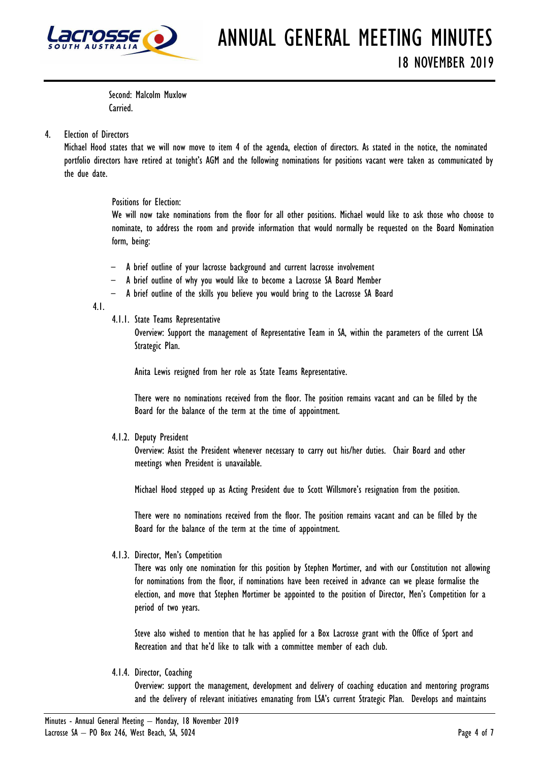Second: Malcolm Muxlow
Carried.

4. Election of Directors

Michael Hood states that we will now move to item 4 of the agenda, election of directors. As stated in the notice, the nominated portfolio directors have retired at tonight's AGM and the following nominations for positions vacant were taken as communicated by the due date.

Positions for Election:
We will now take nominations from the floor for all other positions. Michael would like to ask those who choose to nominate, to address the room and provide information that would normally be requested on the Board Nomination form, being:

- A brief outline of your lacrosse background and current lacrosse involvement
- A brief outline of why you would like to become a Lacrosse SA Board Member
- A brief outline of the skills you believe you would bring to the Lacrosse SA Board

4.1.

4.1.1. State Teams Representative

Overview: Support the management of Representative Team in SA, within the parameters of the current LSA Strategic Plan.

Anita Lewis resigned from her role as State Teams Representative.

There were no nominations received from the floor. The position remains vacant and can be filled by the Board for the balance of the term at the time of appointment.

4.1.2. Deputy President

Overview: Assist the President whenever necessary to carry out his/her duties. Chair Board and other meetings when President is unavailable.

Michael Hood stepped up as Acting President due to Scott Willsmore's resignation from the position.

There were no nominations received from the floor. The position remains vacant and can be filled by the Board for the balance of the term at the time of appointment.

4.1.3. Director, Men's Competition

There was only one nomination for this position by Stephen Mortimer, and with our Constitution not allowing for nominations from the floor, if nominations have been received in advance can we please formalise the election, and move that Stephen Mortimer be appointed to the position of Director, Men's Competition for a period of two years.

Steve also wished to mention that he has applied for a Box Lacrosse grant with the Office of Sport and Recreation and that he'd like to talk with a committee member of each club.

4.1.4. Director, Coaching

Overview: support the management, development and delivery of coaching education and mentoring programs and the delivery of relevant initiatives emanating from LSA's current Strategic Plan. Develops and maintains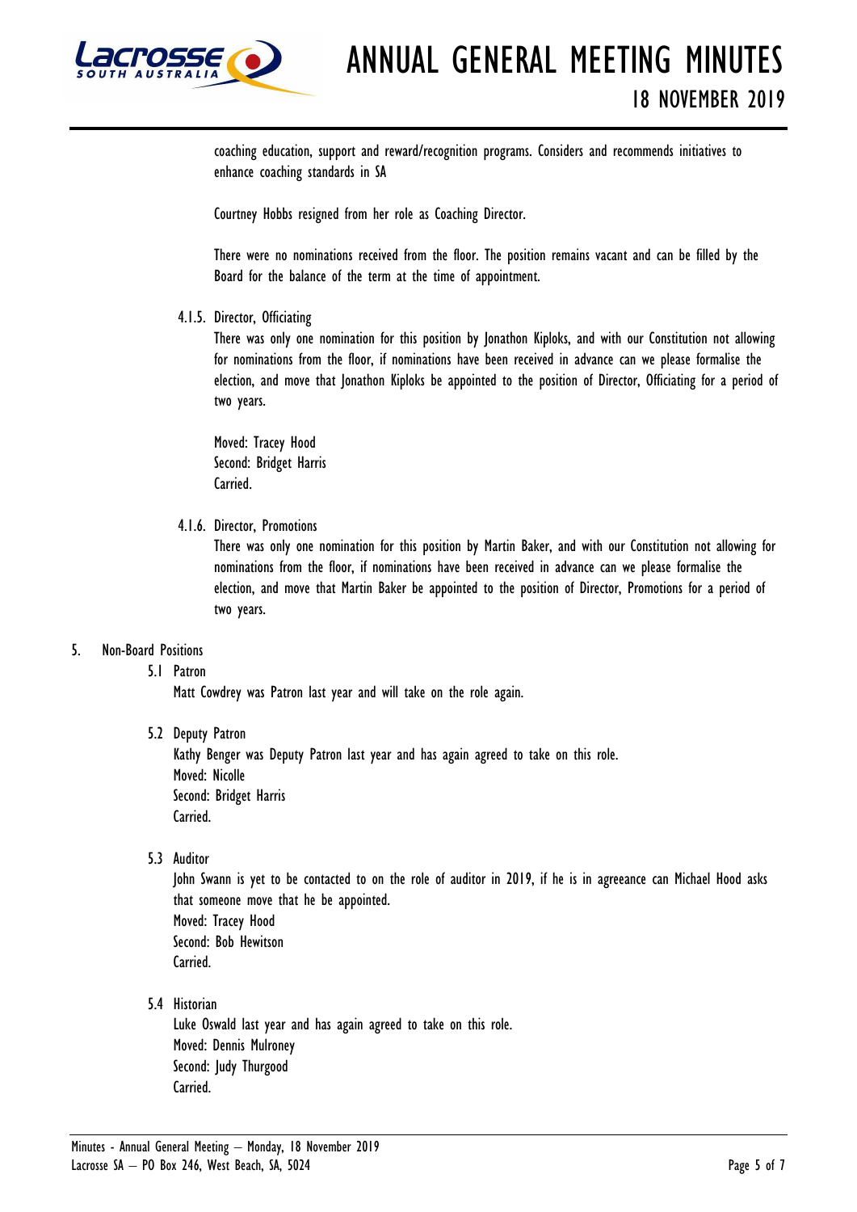coaching education, support and reward/recognition programs. Considers and recommends initiatives to enhance coaching standards in SA

Courtney Hobbs resigned from her role as Coaching Director.

There were no nominations received from the floor. The position remains vacant and can be filled by the Board for the balance of the term at the time of appointment.

4.1.5. Director, Officiating

There was only one nomination for this position by Jonathon Kiploks, and with our Constitution not allowing for nominations from the floor, if nominations have been received in advance can we please formalise the election, and move that Jonathon Kiploks be appointed to the position of Director, Officiating for a period of two years.

Moved: Tracey Hood
Second: Bridget Harris
Carried.

4.1.6. Director, Promotions

There was only one nomination for this position by Martin Baker, and with our Constitution not allowing for nominations from the floor, if nominations have been received in advance can we please formalise the election, and move that Martin Baker be appointed to the position of Director, Promotions for a period of two years.

5. Non-Board Positions

5.1 Patron

Matt Cowdrey was Patron last year and will take on the role again.

5.2 Deputy Patron

Kathy Benger was Deputy Patron last year and has again agreed to take on this role.
Moved: Nicolle
Second: Bridget Harris
Carried.

5.3 Auditor

John Swann is yet to be contacted to on the role of auditor in 2019, if he is in agreeance can Michael Hood asks that someone move that he be appointed.
Moved: Tracey Hood
Second: Bob Hewitson
Carried.

5.4 Historian

Luke Oswald last year and has again agreed to take on this role.
Moved: Dennis Mulroney
Second: Judy Thurgood
Carried.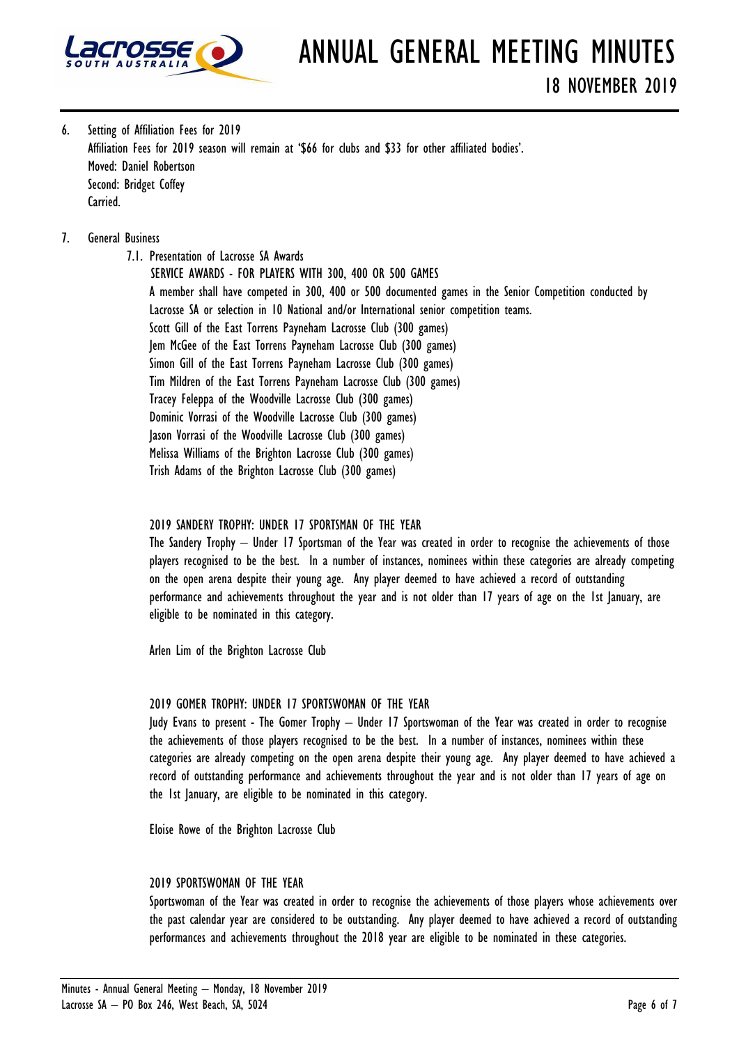6. Setting of Affiliation Fees for 2019
   Affiliation Fees for 2019 season will remain at '$66 for clubs and $33 for other affiliated bodies'.
   Moved: Daniel Robertson
   Second: Bridget Coffey
   Carried.

7. General Business
   7.1. Presentation of Lacrosse SA Awards

   SERVICE AWARDS - FOR PLAYERS WITH 300, 400 OR 500 GAMES

   A member shall have competed in 300, 400 or 500 documented games in the Senior Competition conducted by Lacrosse SA or selection in 10 National and/or International senior competition teams.

   Scott Gill of the East Torrens Payneham Lacrosse Club (300 games)
   Jem McGee of the East Torrens Payneham Lacrosse Club (300 games)
   Simon Gill of the East Torrens Payneham Lacrosse Club (300 games)
   Tim Mildren of the East Torrens Payneham Lacrosse Club (300 games)
   Tracey Feleppa of the Woodville Lacrosse Club (300 games)
   Dominic Vorrasi of the Woodville Lacrosse Club (300 games)
   Jason Vorrasi of the Woodville Lacrosse Club (300 games)
   Melissa Williams of the Brighton Lacrosse Club (300 games)
   Trish Adams of the Brighton Lacrosse Club (300 games)

   2019 SANDERY TROPHY: UNDER 17 SPORTSMAN OF THE YEAR

   The Sandery Trophy – Under 17 Sportsman of the Year was created in order to recognise the achievements of those players recognised to be the best. In a number of instances, nominees within these categories are already competing on the open arena despite their young age. Any player deemed to have achieved a record of outstanding performance and achievements throughout the year and is not older than 17 years of age on the 1st January, are eligible to be nominated in this category.

   Arlen Lim of the Brighton Lacrosse Club

   2019 GOMER TROPHY: UNDER 17 SPORTSWOMAN OF THE YEAR

   Judy Evans to present - The Gomer Trophy – Under 17 Sportswoman of the Year was created in order to recognise the achievements of those players recognised to be the best. In a number of instances, nominees within these categories are already competing on the open arena despite their young age. Any player deemed to have achieved a record of outstanding performance and achievements throughout the year and is not older than 17 years of age on the 1st January, are eligible to be nominated in this category.

   Eloise Rowe of the Brighton Lacrosse Club

   2019 SPORTSWOMAN OF THE YEAR

   Sportswoman of the Year was created in order to recognise the achievements of those players whose achievements over the past calendar year are considered to be outstanding. Any player deemed to have achieved a record of outstanding performances and achievements throughout the 2018 year are eligible to be nominated in these categories.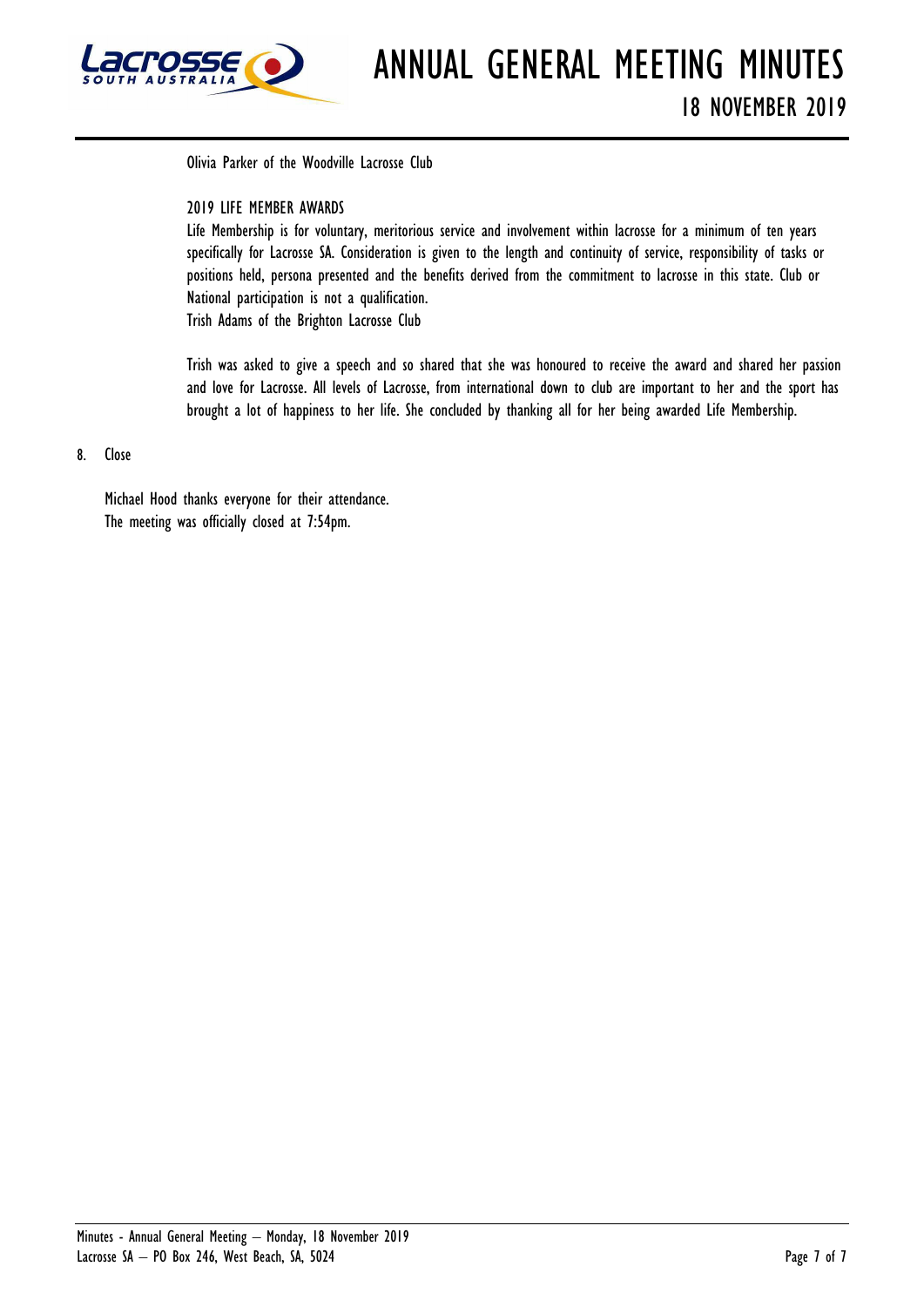Olivia Parker of the Woodville Lacrosse Club

2019 LIFE MEMBER AWARDS

Life Membership is for voluntary, meritorious service and involvement within lacrosse for a minimum of ten years specifically for Lacrosse SA. Consideration is given to the length and continuity of service, responsibility of tasks or positions held, persona presented and the benefits derived from the commitment to lacrosse in this state. Club or National participation is not a qualification.

Trish Adams of the Brighton Lacrosse Club

Trish was asked to give a speech and so shared that she was honoured to receive the award and shared her passion and love for Lacrosse. All levels of Lacrosse, from international down to club are important to her and the sport has brought a lot of happiness to her life. She concluded by thanking all for her being awarded Life Membership.

8. Close

Michael Hood thanks everyone for their attendance.
The meeting was officially closed at 7:54pm.